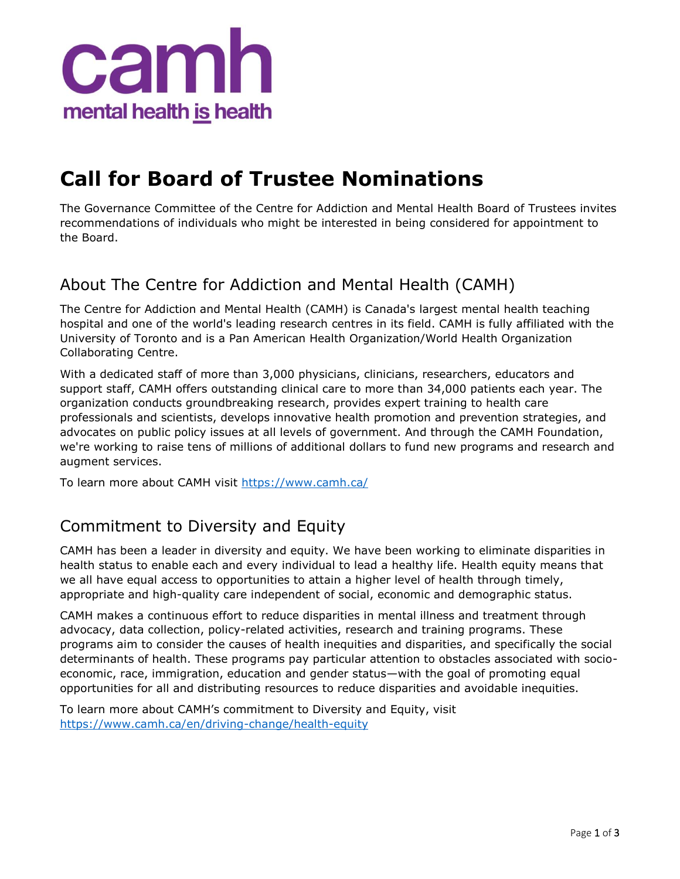# Call for Board of Trustee Nominations

The Governance Committee of the Centre for Addiction and Mental Health Board of Trustees invites recommendations of individuals who might be interested in being considered for appointment to the Board.

## About The Centre for Addiction and Mental Health (CAMH)

The Centre for Addiction and Mental Health (CAMH) is Canada's largest mental health teaching hospital and one of the world's leading research centres in its field. CAMH is fully affiliated with the University of Toronto and is a Pan American Health Organization/World Health Organization Collaborating Centre.

With a dedicated staff of more than 3,000 physicians, clinicians, researchers, educators and support staff, CAMH offers outstanding clinical care to more than 34,000 patients each year. The organization conducts groundbreaking research, provides expert training to health care professionals and scientists, develops innovative health promotion and prevention strategies, and advocates on public policy issues at all levels of government. And through the CAMH Foundation, we're working to raise tens of millions of additional dollars to fund new programs and research and augment services.

To learn more about CAMH visit https://www.camh.ca/

## Commitment to Diversity and Equity

CAMH has been a leader in diversity and equity. We have been working to eliminate disparities in health status to enable each and every individual to lead a healthy life. Health equity means that we all have equal access to opportunities to attain a higher level of health through timely, appropriate and high-quality care independent of social, economic and demographic status.

CAMH makes a continuous effort to reduce disparities in mental illness and treatment through advocacy, data collection, policy-related activities, research and training programs. These programs aim to consider the causes of health inequities and disparities, and specifically the social determinants of health. These programs pay particular attention to obstacles associated with socio-economic, race, immigration, education and gender status—with the goal of promoting equal opportunities for all and distributing resources to reduce disparities and avoidable inequities.

To learn more about CAMH's commitment to Diversity and Equity, visit https://www.camh.ca/en/driving-change/health-equity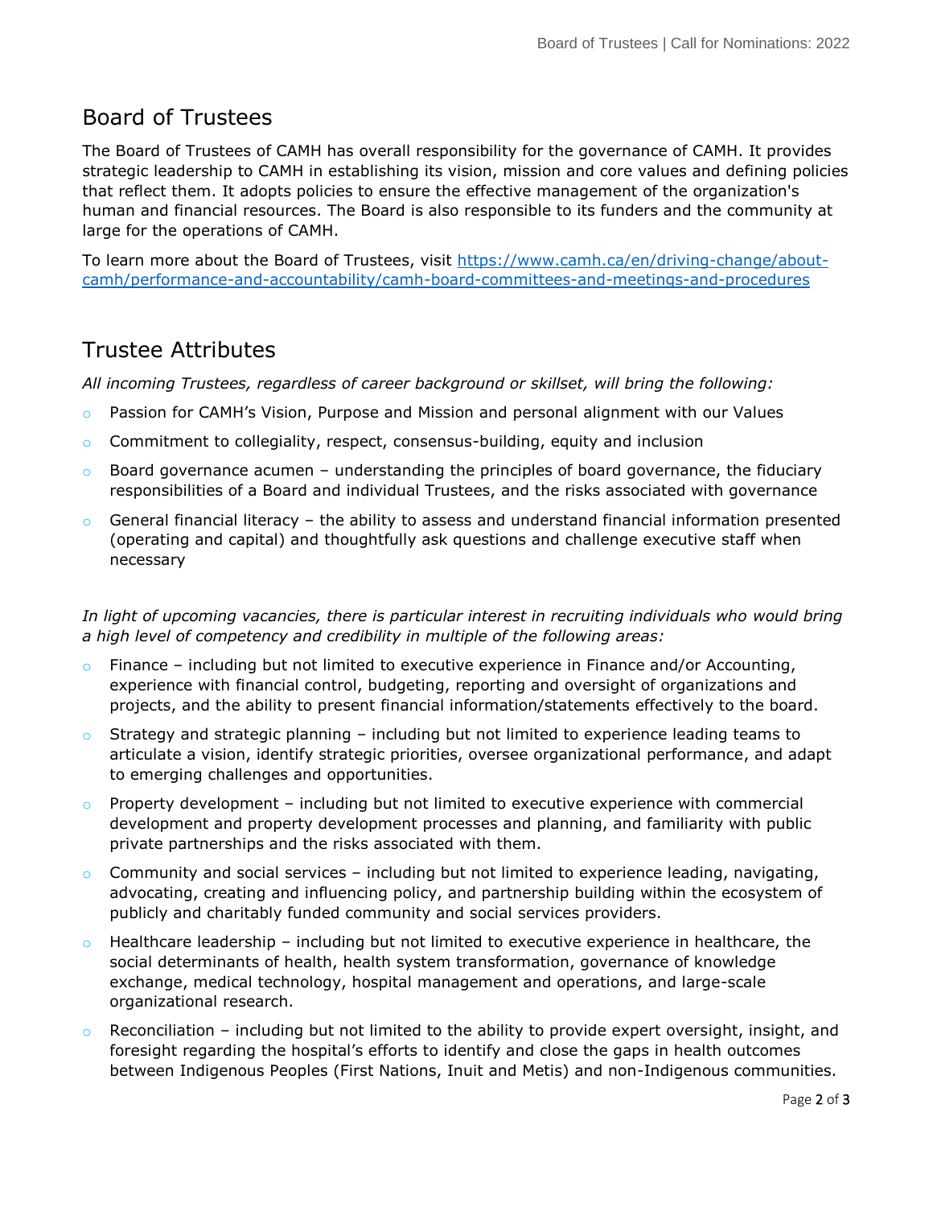## Board of Trustees

The Board of Trustees of CAMH has overall responsibility for the governance of CAMH. It provides strategic leadership to CAMH in establishing its vision, mission and core values and defining policies that reflect them. It adopts policies to ensure the effective management of the organization's human and financial resources. The Board is also responsible to its funders and the community at large for the operations of CAMH.

To learn more about the Board of Trustees, visit [https://www.camh.ca/en/driving-change/about-camh/performance-and-accountability/camh-board-committees-and-meetings-and-procedures](https://www.camh.ca/en/driving-change/about-camh/performance-and-accountability/camh-board-committees-and-meetings-and-procedures)

## Trustee Attributes

*All incoming Trustees, regardless of career background or skillset, will bring the following:*

- Passion for CAMH's Vision, Purpose and Mission and personal alignment with our Values
- Commitment to collegiality, respect, consensus-building, equity and inclusion
- Board governance acumen – understanding the principles of board governance, the fiduciary responsibilities of a Board and individual Trustees, and the risks associated with governance
- General financial literacy – the ability to assess and understand financial information presented (operating and capital) and thoughtfully ask questions and challenge executive staff when necessary

*In light of upcoming vacancies, there is particular interest in recruiting individuals who would bring a high level of competency and credibility in multiple of the following areas:*

- Finance – including but not limited to executive experience in Finance and/or Accounting, experience with financial control, budgeting, reporting and oversight of organizations and projects, and the ability to present financial information/statements effectively to the board.
- Strategy and strategic planning – including but not limited to experience leading teams to articulate a vision, identify strategic priorities, oversee organizational performance, and adapt to emerging challenges and opportunities.
- Property development – including but not limited to executive experience with commercial development and property development processes and planning, and familiarity with public private partnerships and the risks associated with them.
- Community and social services – including but not limited to experience leading, navigating, advocating, creating and influencing policy, and partnership building within the ecosystem of publicly and charitably funded community and social services providers.
- Healthcare leadership – including but not limited to executive experience in healthcare, the social determinants of health, health system transformation, governance of knowledge exchange, medical technology, hospital management and operations, and large-scale organizational research.
- Reconciliation – including but not limited to the ability to provide expert oversight, insight, and foresight regarding the hospital's efforts to identify and close the gaps in health outcomes between Indigenous Peoples (First Nations, Inuit and Metis) and non-Indigenous communities.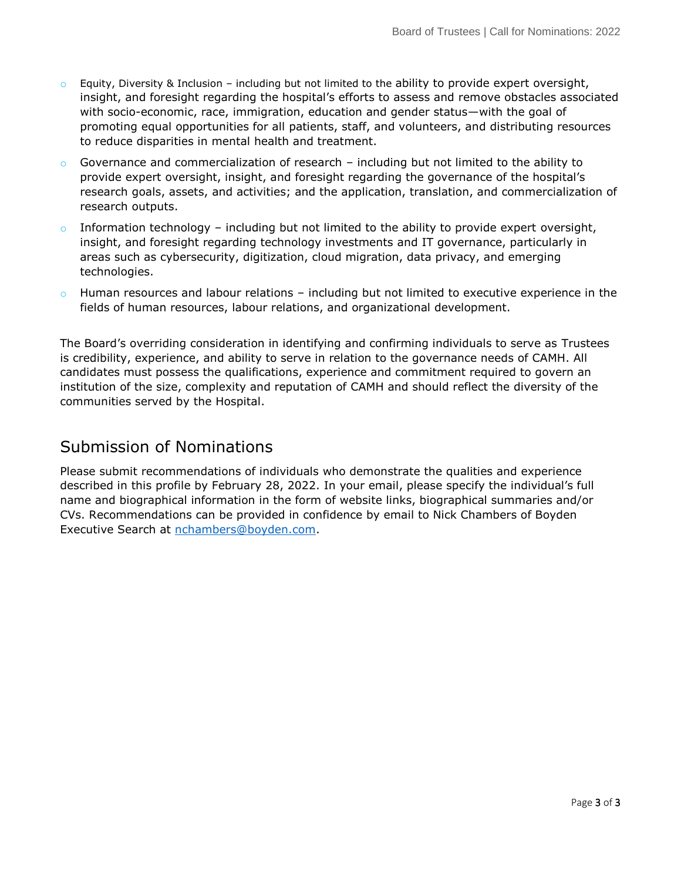- Equity, Diversity & Inclusion – including but not limited to the ability to provide expert oversight, insight, and foresight regarding the hospital's efforts to assess and remove obstacles associated with socio-economic, race, immigration, education and gender status—with the goal of promoting equal opportunities for all patients, staff, and volunteers, and distributing resources to reduce disparities in mental health and treatment.
- Governance and commercialization of research – including but not limited to the ability to provide expert oversight, insight, and foresight regarding the governance of the hospital's research goals, assets, and activities; and the application, translation, and commercialization of research outputs.
- Information technology – including but not limited to the ability to provide expert oversight, insight, and foresight regarding technology investments and IT governance, particularly in areas such as cybersecurity, digitization, cloud migration, data privacy, and emerging technologies.
- Human resources and labour relations – including but not limited to executive experience in the fields of human resources, labour relations, and organizational development.

The Board's overriding consideration in identifying and confirming individuals to serve as Trustees is credibility, experience, and ability to serve in relation to the governance needs of CAMH. All candidates must possess the qualifications, experience and commitment required to govern an institution of the size, complexity and reputation of CAMH and should reflect the diversity of the communities served by the Hospital.

## Submission of Nominations

Please submit recommendations of individuals who demonstrate the qualities and experience described in this profile by February 28, 2022. In your email, please specify the individual's full name and biographical information in the form of website links, biographical summaries and/or CVs. Recommendations can be provided in confidence by email to Nick Chambers of Boyden Executive Search at nchambers@boyden.com.